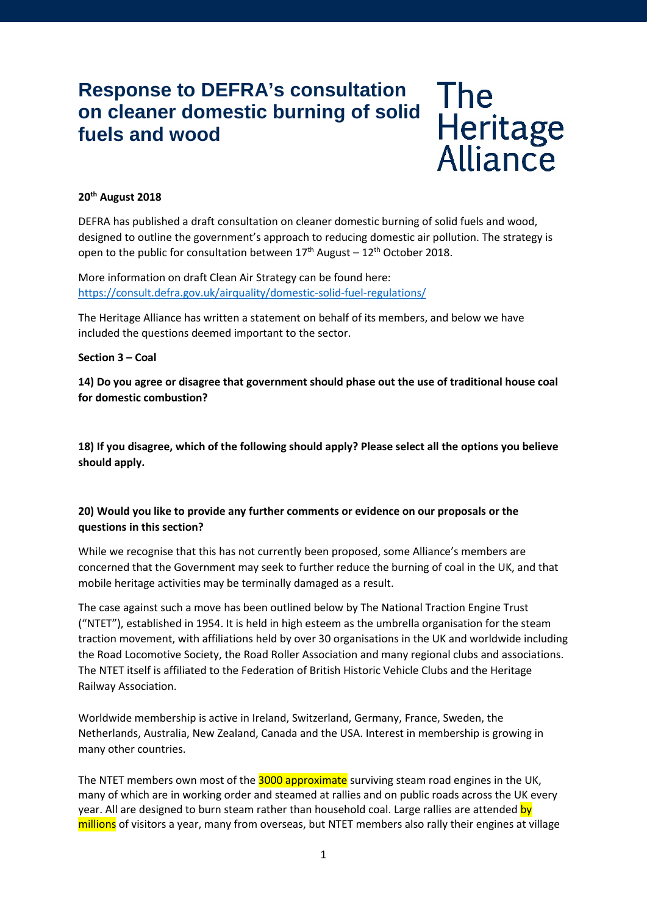# Response to DEFRA's consultation on cleaner domestic burning of solid fuels and wood

The Heritage Alliance

**20th August 2018**

DEFRA has published a draft consultation on cleaner domestic burning of solid fuels and wood, designed to outline the government's approach to reducing domestic air pollution. The strategy is open to the public for consultation between 17th August – 12th October 2018.

More information on draft Clean Air Strategy can be found here: https://consult.defra.gov.uk/airquality/domestic-solid-fuel-regulations/

The Heritage Alliance has written a statement on behalf of its members, and below we have included the questions deemed important to the sector.

**Section 3 – Coal**

**14) Do you agree or disagree that government should phase out the use of traditional house coal for domestic combustion?**

**18) If you disagree, which of the following should apply? Please select all the options you believe should apply.**

**20) Would you like to provide any further comments or evidence on our proposals or the questions in this section?**

While we recognise that this has not currently been proposed, some Alliance's members are concerned that the Government may seek to further reduce the burning of coal in the UK, and that mobile heritage activities may be terminally damaged as a result.

The case against such a move has been outlined below by The National Traction Engine Trust ("NTET"), established in 1954. It is held in high esteem as the umbrella organisation for the steam traction movement, with affiliations held by over 30 organisations in the UK and worldwide including the Road Locomotive Society, the Road Roller Association and many regional clubs and associations. The NTET itself is affiliated to the Federation of British Historic Vehicle Clubs and the Heritage Railway Association.

Worldwide membership is active in Ireland, Switzerland, Germany, France, Sweden, the Netherlands, Australia, New Zealand, Canada and the USA. Interest in membership is growing in many other countries.

The NTET members own most of the 3000 approximate surviving steam road engines in the UK, many of which are in working order and steamed at rallies and on public roads across the UK every year. All are designed to burn steam rather than household coal. Large rallies are attended by millions of visitors a year, many from overseas, but NTET members also rally their engines at village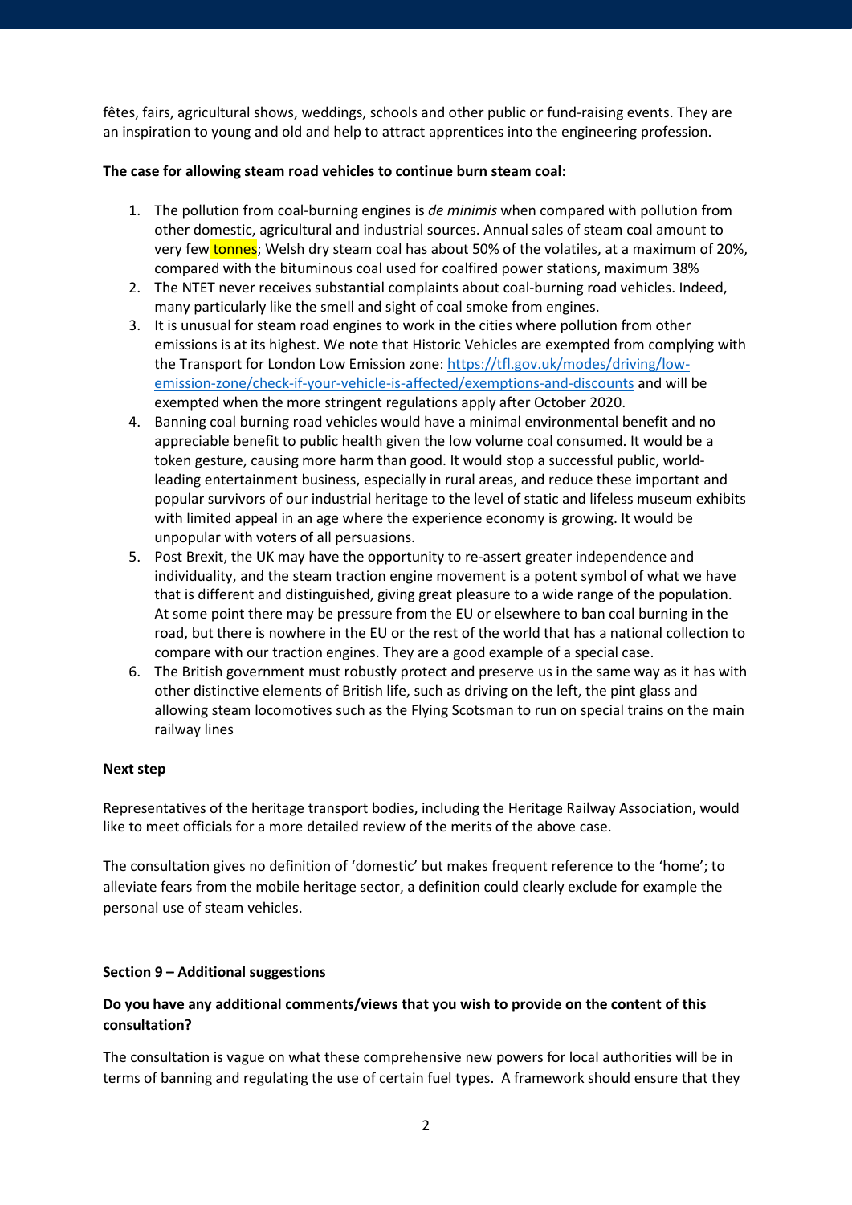fêtes, fairs, agricultural shows, weddings, schools and other public or fund-raising events. They are an inspiration to young and old and help to attract apprentices into the engineering profession.

**The case for allowing steam road vehicles to continue burn steam coal:**

1. The pollution from coal-burning engines is *de minimis* when compared with pollution from other domestic, agricultural and industrial sources. Annual sales of steam coal amount to very few tonnes; Welsh dry steam coal has about 50% of the volatiles, at a maximum of 20%, compared with the bituminous coal used for coalfired power stations, maximum 38%
2. The NTET never receives substantial complaints about coal-burning road vehicles. Indeed, many particularly like the smell and sight of coal smoke from engines.
3. It is unusual for steam road engines to work in the cities where pollution from other emissions is at its highest. We note that Historic Vehicles are exempted from complying with the Transport for London Low Emission zone: https://tfl.gov.uk/modes/driving/low-emission-zone/check-if-your-vehicle-is-affected/exemptions-and-discounts and will be exempted when the more stringent regulations apply after October 2020.
4. Banning coal burning road vehicles would have a minimal environmental benefit and no appreciable benefit to public health given the low volume coal consumed. It would be a token gesture, causing more harm than good. It would stop a successful public, world-leading entertainment business, especially in rural areas, and reduce these important and popular survivors of our industrial heritage to the level of static and lifeless museum exhibits with limited appeal in an age where the experience economy is growing. It would be unpopular with voters of all persuasions.
5. Post Brexit, the UK may have the opportunity to re-assert greater independence and individuality, and the steam traction engine movement is a potent symbol of what we have that is different and distinguished, giving great pleasure to a wide range of the population. At some point there may be pressure from the EU or elsewhere to ban coal burning in the road, but there is nowhere in the EU or the rest of the world that has a national collection to compare with our traction engines. They are a good example of a special case.
6. The British government must robustly protect and preserve us in the same way as it has with other distinctive elements of British life, such as driving on the left, the pint glass and allowing steam locomotives such as the Flying Scotsman to run on special trains on the main railway lines

**Next step**

Representatives of the heritage transport bodies, including the Heritage Railway Association, would like to meet officials for a more detailed review of the merits of the above case.

The consultation gives no definition of 'domestic' but makes frequent reference to the 'home'; to alleviate fears from the mobile heritage sector, a definition could clearly exclude for example the personal use of steam vehicles.

**Section 9 – Additional suggestions**

**Do you have any additional comments/views that you wish to provide on the content of this consultation?**

The consultation is vague on what these comprehensive new powers for local authorities will be in terms of banning and regulating the use of certain fuel types. A framework should ensure that they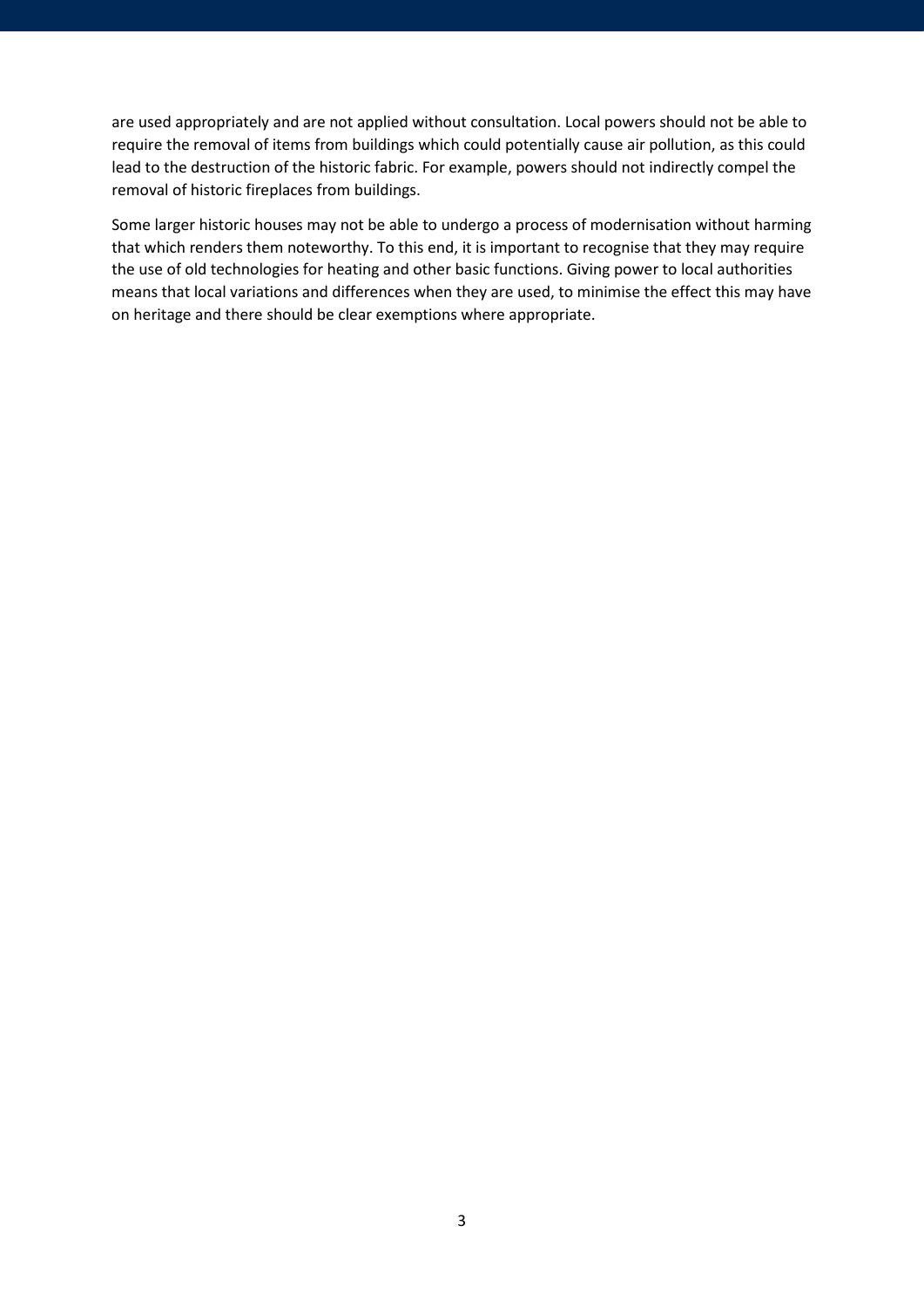are used appropriately and are not applied without consultation. Local powers should not be able to require the removal of items from buildings which could potentially cause air pollution, as this could lead to the destruction of the historic fabric. For example, powers should not indirectly compel the removal of historic fireplaces from buildings.

Some larger historic houses may not be able to undergo a process of modernisation without harming that which renders them noteworthy. To this end, it is important to recognise that they may require the use of old technologies for heating and other basic functions. Giving power to local authorities means that local variations and differences when they are used, to minimise the effect this may have on heritage and there should be clear exemptions where appropriate.